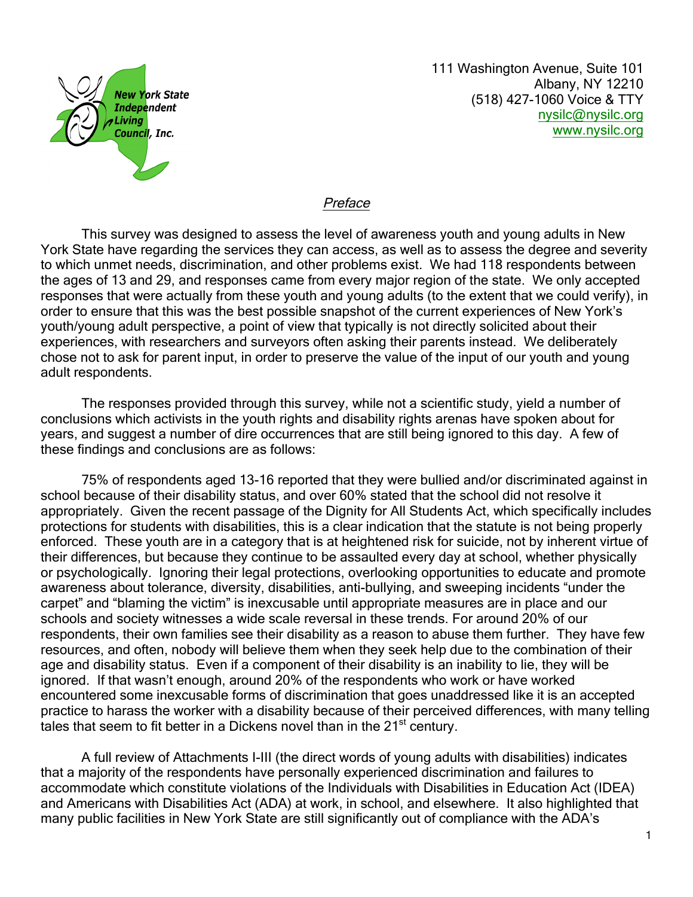New York State Independent Living Council, Inc.

111 Washington Avenue, Suite 101
Albany, NY 12210
(518) 427-1060 Voice & TTY
nysilc@nysilc.org
www.nysilc.org

## *Preface*

This survey was designed to assess the level of awareness youth and young adults in New York State have regarding the services they can access, as well as to assess the degree and severity to which unmet needs, discrimination, and other problems exist. We had 118 respondents between the ages of 13 and 29, and responses came from every major region of the state. We only accepted responses that were actually from these youth and young adults (to the extent that we could verify), in order to ensure that this was the best possible snapshot of the current experiences of New York's youth/young adult perspective, a point of view that typically is not directly solicited about their experiences, with researchers and surveyors often asking their parents instead. We deliberately chose not to ask for parent input, in order to preserve the value of the input of our youth and young adult respondents.

The responses provided through this survey, while not a scientific study, yield a number of conclusions which activists in the youth rights and disability rights arenas have spoken about for years, and suggest a number of dire occurrences that are still being ignored to this day. A few of these findings and conclusions are as follows:

75% of respondents aged 13-16 reported that they were bullied and/or discriminated against in school because of their disability status, and over 60% stated that the school did not resolve it appropriately. Given the recent passage of the Dignity for All Students Act, which specifically includes protections for students with disabilities, this is a clear indication that the statute is not being properly enforced. These youth are in a category that is at heightened risk for suicide, not by inherent virtue of their differences, but because they continue to be assaulted every day at school, whether physically or psychologically. Ignoring their legal protections, overlooking opportunities to educate and promote awareness about tolerance, diversity, disabilities, anti-bullying, and sweeping incidents "under the carpet" and "blaming the victim" is inexcusable until appropriate measures are in place and our schools and society witnesses a wide scale reversal in these trends. For around 20% of our respondents, their own families see their disability as a reason to abuse them further. They have few resources, and often, nobody will believe them when they seek help due to the combination of their age and disability status. Even if a component of their disability is an inability to lie, they will be ignored. If that wasn't enough, around 20% of the respondents who work or have worked encountered some inexcusable forms of discrimination that goes unaddressed like it is an accepted practice to harass the worker with a disability because of their perceived differences, with many telling tales that seem to fit better in a Dickens novel than in the 21st century.

A full review of Attachments I-III (the direct words of young adults with disabilities) indicates that a majority of the respondents have personally experienced discrimination and failures to accommodate which constitute violations of the Individuals with Disabilities in Education Act (IDEA) and Americans with Disabilities Act (ADA) at work, in school, and elsewhere. It also highlighted that many public facilities in New York State are still significantly out of compliance with the ADA's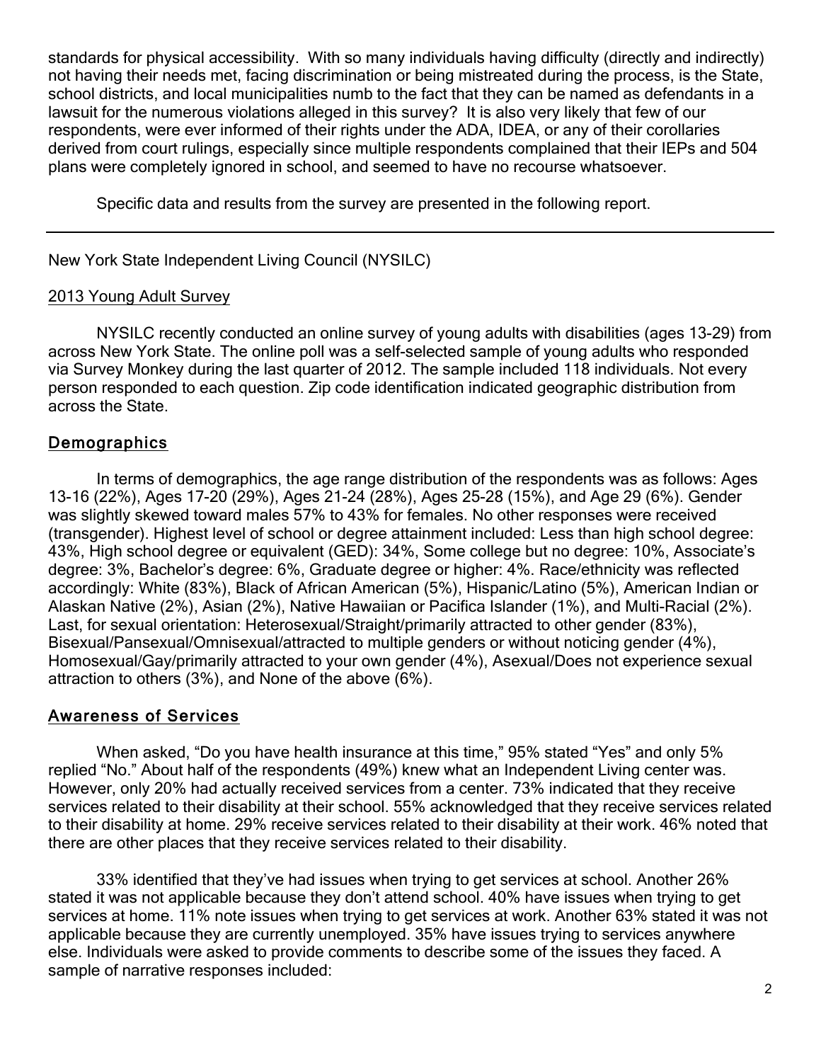standards for physical accessibility. With so many individuals having difficulty (directly and indirectly) not having their needs met, facing discrimination or being mistreated during the process, is the State, school districts, and local municipalities numb to the fact that they can be named as defendants in a lawsuit for the numerous violations alleged in this survey? It is also very likely that few of our respondents, were ever informed of their rights under the ADA, IDEA, or any of their corollaries derived from court rulings, especially since multiple respondents complained that their IEPs and 504 plans were completely ignored in school, and seemed to have no recourse whatsoever.

Specific data and results from the survey are presented in the following report.

---

New York State Independent Living Council (NYSILC)

2013 Young Adult Survey

NYSILC recently conducted an online survey of young adults with disabilities (ages 13-29) from across New York State. The online poll was a self-selected sample of young adults who responded via Survey Monkey during the last quarter of 2012. The sample included 118 individuals. Not every person responded to each question. Zip code identification indicated geographic distribution from across the State.

## Demographics

In terms of demographics, the age range distribution of the respondents was as follows: Ages 13-16 (22%), Ages 17-20 (29%), Ages 21-24 (28%), Ages 25-28 (15%), and Age 29 (6%). Gender was slightly skewed toward males 57% to 43% for females. No other responses were received (transgender). Highest level of school or degree attainment included: Less than high school degree: 43%, High school degree or equivalent (GED): 34%, Some college but no degree: 10%, Associate's degree: 3%, Bachelor's degree: 6%, Graduate degree or higher: 4%. Race/ethnicity was reflected accordingly: White (83%), Black of African American (5%), Hispanic/Latino (5%), American Indian or Alaskan Native (2%), Asian (2%), Native Hawaiian or Pacifica Islander (1%), and Multi-Racial (2%). Last, for sexual orientation: Heterosexual/Straight/primarily attracted to other gender (83%), Bisexual/Pansexual/Omnisexual/attracted to multiple genders or without noticing gender (4%), Homosexual/Gay/primarily attracted to your own gender (4%), Asexual/Does not experience sexual attraction to others (3%), and None of the above (6%).

## Awareness of Services

When asked, "Do you have health insurance at this time," 95% stated "Yes" and only 5% replied "No." About half of the respondents (49%) knew what an Independent Living center was. However, only 20% had actually received services from a center. 73% indicated that they receive services related to their disability at their school. 55% acknowledged that they receive services related to their disability at home. 29% receive services related to their disability at their work. 46% noted that there are other places that they receive services related to their disability.

33% identified that they've had issues when trying to get services at school. Another 26% stated it was not applicable because they don't attend school. 40% have issues when trying to get services at home. 11% note issues when trying to get services at work. Another 63% stated it was not applicable because they are currently unemployed. 35% have issues trying to services anywhere else. Individuals were asked to provide comments to describe some of the issues they faced. A sample of narrative responses included: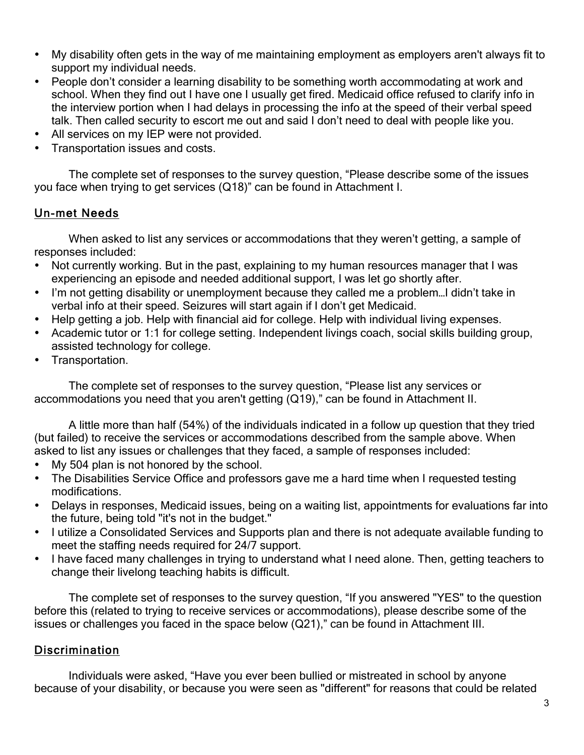- My disability often gets in the way of me maintaining employment as employers aren't always fit to support my individual needs.
- People don't consider a learning disability to be something worth accommodating at work and school. When they find out I have one I usually get fired. Medicaid office refused to clarify info in the interview portion when I had delays in processing the info at the speed of their verbal speed talk. Then called security to escort me out and said I don't need to deal with people like you.
- All services on my IEP were not provided.
- Transportation issues and costs.

The complete set of responses to the survey question, "Please describe some of the issues you face when trying to get services (Q18)" can be found in Attachment I.

## Un-met Needs

When asked to list any services or accommodations that they weren't getting, a sample of responses included:

- Not currently working. But in the past, explaining to my human resources manager that I was experiencing an episode and needed additional support, I was let go shortly after.
- I'm not getting disability or unemployment because they called me a problem…I didn't take in verbal info at their speed. Seizures will start again if I don't get Medicaid.
- Help getting a job. Help with financial aid for college. Help with individual living expenses.
- Academic tutor or 1:1 for college setting. Independent livings coach, social skills building group, assisted technology for college.
- Transportation.

The complete set of responses to the survey question, "Please list any services or accommodations you need that you aren't getting (Q19)," can be found in Attachment II.

A little more than half (54%) of the individuals indicated in a follow up question that they tried (but failed) to receive the services or accommodations described from the sample above. When asked to list any issues or challenges that they faced, a sample of responses included:

- My 504 plan is not honored by the school.
- The Disabilities Service Office and professors gave me a hard time when I requested testing modifications.
- Delays in responses, Medicaid issues, being on a waiting list, appointments for evaluations far into the future, being told "it's not in the budget."
- I utilize a Consolidated Services and Supports plan and there is not adequate available funding to meet the staffing needs required for 24/7 support.
- I have faced many challenges in trying to understand what I need alone. Then, getting teachers to change their livelong teaching habits is difficult.

The complete set of responses to the survey question, "If you answered "YES" to the question before this (related to trying to receive services or accommodations), please describe some of the issues or challenges you faced in the space below (Q21)," can be found in Attachment III.

## Discrimination

Individuals were asked, "Have you ever been bullied or mistreated in school by anyone because of your disability, or because you were seen as "different" for reasons that could be related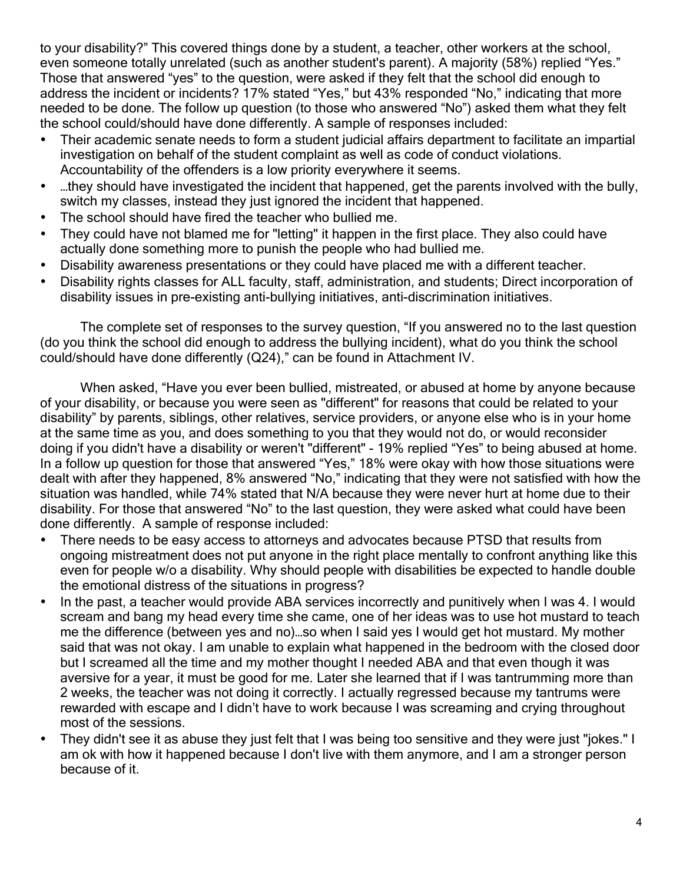to your disability?" This covered things done by a student, a teacher, other workers at the school, even someone totally unrelated (such as another student's parent). A majority (58%) replied "Yes." Those that answered "yes" to the question, were asked if they felt that the school did enough to address the incident or incidents? 17% stated "Yes," but 43% responded "No," indicating that more needed to be done. The follow up question (to those who answered "No") asked them what they felt the school could/should have done differently. A sample of responses included:

- Their academic senate needs to form a student judicial affairs department to facilitate an impartial investigation on behalf of the student complaint as well as code of conduct violations. Accountability of the offenders is a low priority everywhere it seems.
- …they should have investigated the incident that happened, get the parents involved with the bully, switch my classes, instead they just ignored the incident that happened.
- The school should have fired the teacher who bullied me.
- They could have not blamed me for "letting" it happen in the first place. They also could have actually done something more to punish the people who had bullied me.
- Disability awareness presentations or they could have placed me with a different teacher.
- Disability rights classes for ALL faculty, staff, administration, and students; Direct incorporation of disability issues in pre-existing anti-bullying initiatives, anti-discrimination initiatives.

The complete set of responses to the survey question, "If you answered no to the last question (do you think the school did enough to address the bullying incident), what do you think the school could/should have done differently (Q24)," can be found in Attachment IV.

When asked, "Have you ever been bullied, mistreated, or abused at home by anyone because of your disability, or because you were seen as "different" for reasons that could be related to your disability" by parents, siblings, other relatives, service providers, or anyone else who is in your home at the same time as you, and does something to you that they would not do, or would reconsider doing if you didn't have a disability or weren't "different" - 19% replied "Yes" to being abused at home. In a follow up question for those that answered "Yes," 18% were okay with how those situations were dealt with after they happened, 8% answered "No," indicating that they were not satisfied with how the situation was handled, while 74% stated that N/A because they were never hurt at home due to their disability. For those that answered "No" to the last question, they were asked what could have been done differently. A sample of response included:

- There needs to be easy access to attorneys and advocates because PTSD that results from ongoing mistreatment does not put anyone in the right place mentally to confront anything like this even for people w/o a disability. Why should people with disabilities be expected to handle double the emotional distress of the situations in progress?
- In the past, a teacher would provide ABA services incorrectly and punitively when I was 4. I would scream and bang my head every time she came, one of her ideas was to use hot mustard to teach me the difference (between yes and no)…so when I said yes I would get hot mustard. My mother said that was not okay. I am unable to explain what happened in the bedroom with the closed door but I screamed all the time and my mother thought I needed ABA and that even though it was aversive for a year, it must be good for me. Later she learned that if I was tantrumming more than 2 weeks, the teacher was not doing it correctly. I actually regressed because my tantrums were rewarded with escape and I didn't have to work because I was screaming and crying throughout most of the sessions.
- They didn't see it as abuse they just felt that I was being too sensitive and they were just "jokes." I am ok with how it happened because I don't live with them anymore, and I am a stronger person because of it.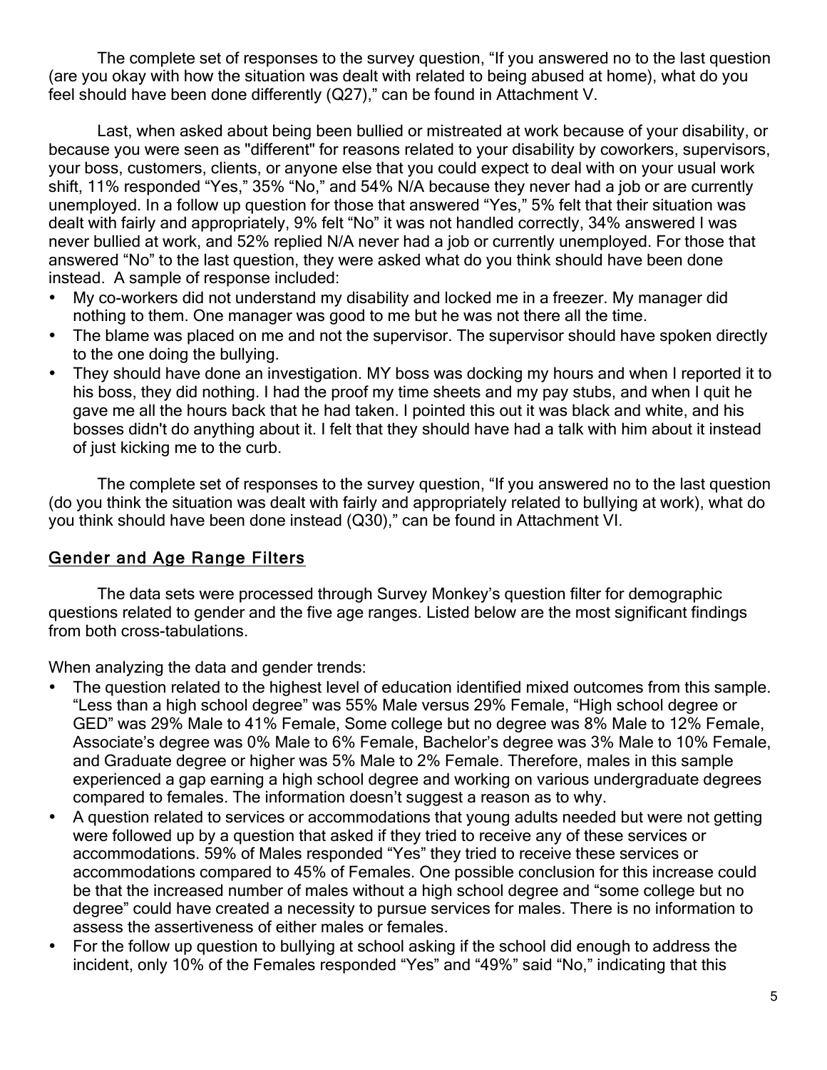The complete set of responses to the survey question, “If you answered no to the last question (are you okay with how the situation was dealt with related to being abused at home), what do you feel should have been done differently (Q27),” can be found in Attachment V.

Last, when asked about being been bullied or mistreated at work because of your disability, or because you were seen as "different" for reasons related to your disability by coworkers, supervisors, your boss, customers, clients, or anyone else that you could expect to deal with on your usual work shift, 11% responded “Yes,” 35% “No,” and 54% N/A because they never had a job or are currently unemployed. In a follow up question for those that answered “Yes,” 5% felt that their situation was dealt with fairly and appropriately, 9% felt “No” it was not handled correctly, 34% answered I was never bullied at work, and 52% replied N/A never had a job or currently unemployed. For those that answered “No” to the last question, they were asked what do you think should have been done instead. A sample of response included:

- My co-workers did not understand my disability and locked me in a freezer. My manager did nothing to them. One manager was good to me but he was not there all the time.
- The blame was placed on me and not the supervisor. The supervisor should have spoken directly to the one doing the bullying.
- They should have done an investigation. MY boss was docking my hours and when I reported it to his boss, they did nothing. I had the proof my time sheets and my pay stubs, and when I quit he gave me all the hours back that he had taken. I pointed this out it was black and white, and his bosses didn't do anything about it. I felt that they should have had a talk with him about it instead of just kicking me to the curb.

The complete set of responses to the survey question, “If you answered no to the last question (do you think the situation was dealt with fairly and appropriately related to bullying at work), what do you think should have been done instead (Q30),” can be found in Attachment VI.

## Gender and Age Range Filters

The data sets were processed through Survey Monkey’s question filter for demographic questions related to gender and the five age ranges. Listed below are the most significant findings from both cross-tabulations.

When analyzing the data and gender trends:

- The question related to the highest level of education identified mixed outcomes from this sample. “Less than a high school degree” was 55% Male versus 29% Female, “High school degree or GED” was 29% Male to 41% Female, Some college but no degree was 8% Male to 12% Female, Associate’s degree was 0% Male to 6% Female, Bachelor’s degree was 3% Male to 10% Female, and Graduate degree or higher was 5% Male to 2% Female. Therefore, males in this sample experienced a gap earning a high school degree and working on various undergraduate degrees compared to females. The information doesn’t suggest a reason as to why.
- A question related to services or accommodations that young adults needed but were not getting were followed up by a question that asked if they tried to receive any of these services or accommodations. 59% of Males responded “Yes” they tried to receive these services or accommodations compared to 45% of Females. One possible conclusion for this increase could be that the increased number of males without a high school degree and “some college but no degree” could have created a necessity to pursue services for males. There is no information to assess the assertiveness of either males or females.
- For the follow up question to bullying at school asking if the school did enough to address the incident, only 10% of the Females responded “Yes” and “49%” said “No,” indicating that this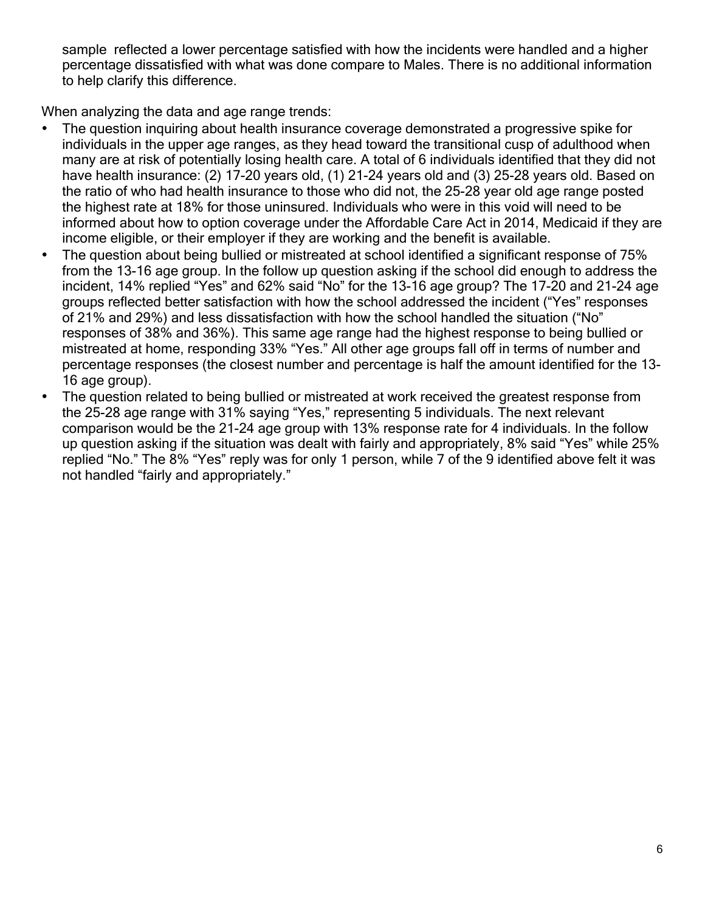sample reflected a lower percentage satisfied with how the incidents were handled and a higher percentage dissatisfied with what was done compare to Males. There is no additional information to help clarify this difference.

When analyzing the data and age range trends:

- The question inquiring about health insurance coverage demonstrated a progressive spike for individuals in the upper age ranges, as they head toward the transitional cusp of adulthood when many are at risk of potentially losing health care. A total of 6 individuals identified that they did not have health insurance: (2) 17-20 years old, (1) 21-24 years old and (3) 25-28 years old. Based on the ratio of who had health insurance to those who did not, the 25-28 year old age range posted the highest rate at 18% for those uninsured. Individuals who were in this void will need to be informed about how to option coverage under the Affordable Care Act in 2014, Medicaid if they are income eligible, or their employer if they are working and the benefit is available.
- The question about being bullied or mistreated at school identified a significant response of 75% from the 13-16 age group. In the follow up question asking if the school did enough to address the incident, 14% replied "Yes" and 62% said "No" for the 13-16 age group? The 17-20 and 21-24 age groups reflected better satisfaction with how the school addressed the incident ("Yes" responses of 21% and 29%) and less dissatisfaction with how the school handled the situation ("No" responses of 38% and 36%). This same age range had the highest response to being bullied or mistreated at home, responding 33% "Yes." All other age groups fall off in terms of number and percentage responses (the closest number and percentage is half the amount identified for the 13-16 age group).
- The question related to being bullied or mistreated at work received the greatest response from the 25-28 age range with 31% saying "Yes," representing 5 individuals. The next relevant comparison would be the 21-24 age group with 13% response rate for 4 individuals. In the follow up question asking if the situation was dealt with fairly and appropriately, 8% said "Yes" while 25% replied "No." The 8% "Yes" reply was for only 1 person, while 7 of the 9 identified above felt it was not handled "fairly and appropriately."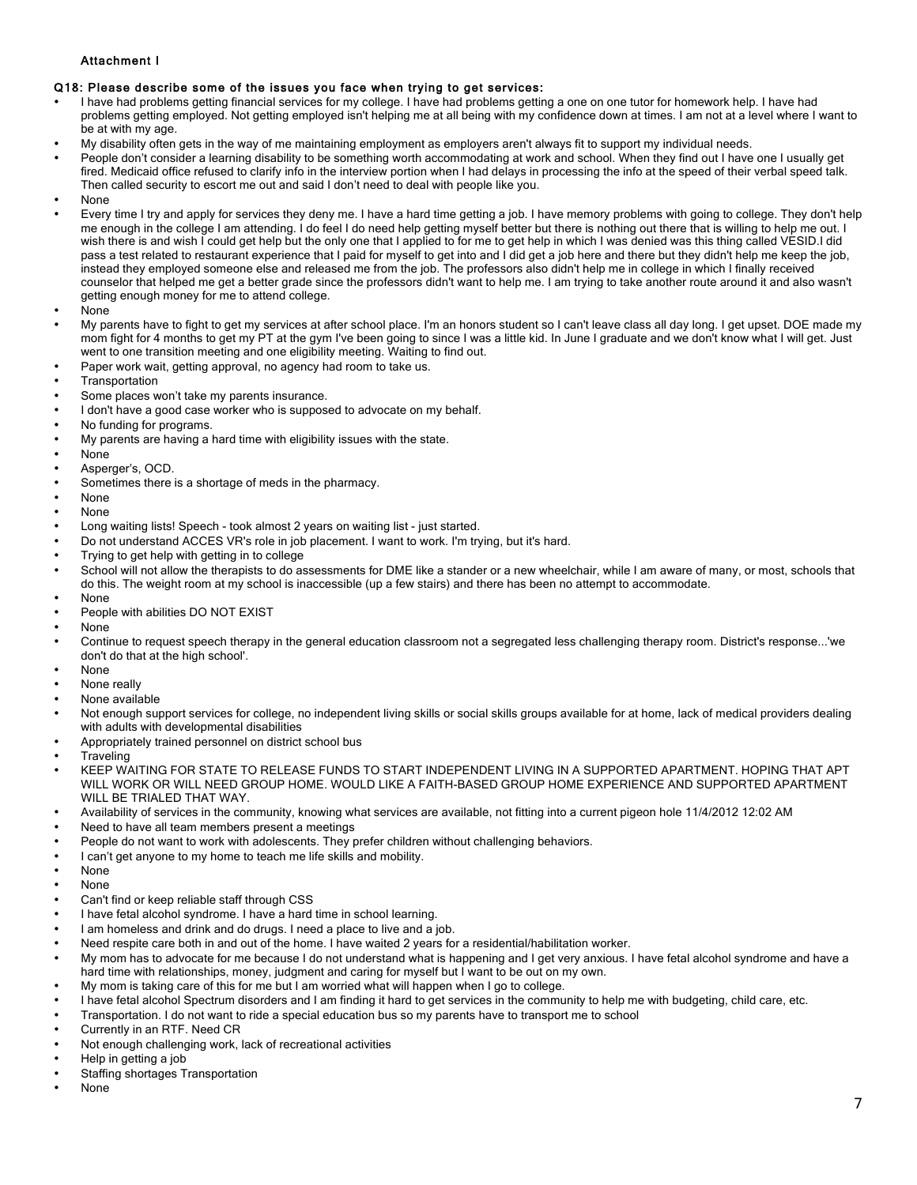Attachment I

**Q18: Please describe some of the issues you face when trying to get services:**

- I have had problems getting financial services for my college. I have had problems getting a one on one tutor for homework help. I have had problems getting employed. Not getting employed isn't helping me at all being with my confidence down at times. I am not at a level where I want to be at with my age.
- My disability often gets in the way of me maintaining employment as employers aren't always fit to support my individual needs.
- People don't consider a learning disability to be something worth accommodating at work and school. When they find out I have one I usually get fired. Medicaid office refused to clarify info in the interview portion when I had delays in processing the info at the speed of their verbal speed talk. Then called security to escort me out and said I don't need to deal with people like you.
- None
- Every time I try and apply for services they deny me. I have a hard time getting a job. I have memory problems with going to college. They don't help me enough in the college I am attending. I do feel I do need help getting myself better but there is nothing out there that is willing to help me out. I wish there is and wish I could get help but the only one that I applied to for me to get help in which I was denied was this thing called VESID.I did pass a test related to restaurant experience that I paid for myself to get into and I did get a job here and there but they didn't help me keep the job, instead they employed someone else and released me from the job. The professors also didn't help me in college in which I finally received counselor that helped me get a better grade since the professors didn't want to help me. I am trying to take another route around it and also wasn't getting enough money for me to attend college.
- None
- My parents have to fight to get my services at after school place. I'm an honors student so I can't leave class all day long. I get upset. DOE made my mom fight for 4 months to get my PT at the gym I've been going to since I was a little kid. In June I graduate and we don't know what I will get. Just went to one transition meeting and one eligibility meeting. Waiting to find out.
- Paper work wait, getting approval, no agency had room to take us.
- Transportation
- Some places won't take my parents insurance.
- I don't have a good case worker who is supposed to advocate on my behalf.
- No funding for programs.
- My parents are having a hard time with eligibility issues with the state.
- None
- Asperger's, OCD.
- Sometimes there is a shortage of meds in the pharmacy.
- None
- None
- Long waiting lists! Speech - took almost 2 years on waiting list - just started.
- Do not understand ACCES VR's role in job placement. I want to work. I'm trying, but it's hard.
- Trying to get help with getting in to college
- School will not allow the therapists to do assessments for DME like a stander or a new wheelchair, while I am aware of many, or most, schools that do this. The weight room at my school is inaccessible (up a few stairs) and there has been no attempt to accommodate.
- None
- People with abilities DO NOT EXIST
- None
- Continue to request speech therapy in the general education classroom not a segregated less challenging therapy room. District's response...'we don't do that at the high school'.
- None
- None really
- None available
- Not enough support services for college, no independent living skills or social skills groups available for at home, lack of medical providers dealing with adults with developmental disabilities
- Appropriately trained personnel on district school bus
- Traveling
- KEEP WAITING FOR STATE TO RELEASE FUNDS TO START INDEPENDENT LIVING IN A SUPPORTED APARTMENT. HOPING THAT APT WILL WORK OR WILL NEED GROUP HOME. WOULD LIKE A FAITH-BASED GROUP HOME EXPERIENCE AND SUPPORTED APARTMENT WILL BE TRIALED THAT WAY.
- Availability of services in the community, knowing what services are available, not fitting into a current pigeon hole 11/4/2012 12:02 AM
- Need to have all team members present a meetings
- People do not want to work with adolescents. They prefer children without challenging behaviors.
- I can't get anyone to my home to teach me life skills and mobility.
- None
- None
- Can't find or keep reliable staff through CSS
- I have fetal alcohol syndrome. I have a hard time in school learning.
- I am homeless and drink and do drugs. I need a place to live and a job.
- Need respite care both in and out of the home. I have waited 2 years for a residential/habilitation worker.
- My mom has to advocate for me because I do not understand what is happening and I get very anxious. I have fetal alcohol syndrome and have a hard time with relationships, money, judgment and caring for myself but I want to be out on my own.
- My mom is taking care of this for me but I am worried what will happen when I go to college.
- I have fetal alcohol Spectrum disorders and I am finding it hard to get services in the community to help me with budgeting, child care, etc.
- Transportation. I do not want to ride a special education bus so my parents have to transport me to school
- Currently in an RTF. Need CR
- Not enough challenging work, lack of recreational activities
- Help in getting a job
- Staffing shortages Transportation
- None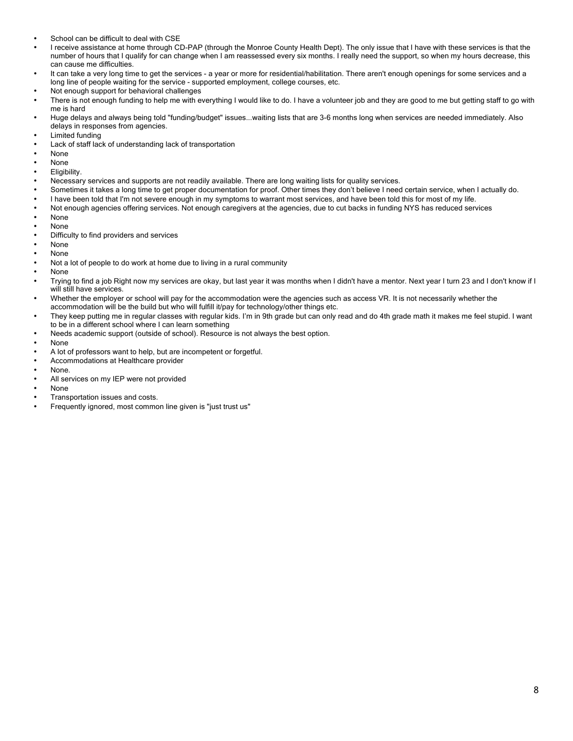- School can be difficult to deal with CSE
- I receive assistance at home through CD-PAP (through the Monroe County Health Dept). The only issue that I have with these services is that the number of hours that I qualify for can change when I am reassessed every six months. I really need the support, so when my hours decrease, this can cause me difficulties.
- It can take a very long time to get the services - a year or more for residential/habilitation. There aren't enough openings for some services and a long line of people waiting for the service - supported employment, college courses, etc.
- Not enough support for behavioral challenges
- There is not enough funding to help me with everything I would like to do. I have a volunteer job and they are good to me but getting staff to go with me is hard
- Huge delays and always being told "funding/budget" issues...waiting lists that are 3-6 months long when services are needed immediately. Also delays in responses from agencies.
- Limited funding
- Lack of staff lack of understanding lack of transportation
- None
- None
- Eligibility.
- Necessary services and supports are not readily available. There are long waiting lists for quality services.
- Sometimes it takes a long time to get proper documentation for proof. Other times they don't believe I need certain service, when I actually do.
- I have been told that I'm not severe enough in my symptoms to warrant most services, and have been told this for most of my life.
- Not enough agencies offering services. Not enough caregivers at the agencies, due to cut backs in funding NYS has reduced services
- None
- None
- Difficulty to find providers and services
- None
- None
- Not a lot of people to do work at home due to living in a rural community
- None
- Trying to find a job Right now my services are okay, but last year it was months when I didn't have a mentor. Next year I turn 23 and I don't know if I will still have services.
- Whether the employer or school will pay for the accommodation were the agencies such as access VR. It is not necessarily whether the accommodation will be the build but who will fulfill it/pay for technology/other things etc.
- They keep putting me in regular classes with regular kids. I'm in 9th grade but can only read and do 4th grade math it makes me feel stupid. I want to be in a different school where I can learn something
- Needs academic support (outside of school). Resource is not always the best option.
- None
- A lot of professors want to help, but are incompetent or forgetful.
- Accommodations at Healthcare provider
- None.
- All services on my IEP were not provided
- None
- Transportation issues and costs.
- Frequently ignored, most common line given is "just trust us"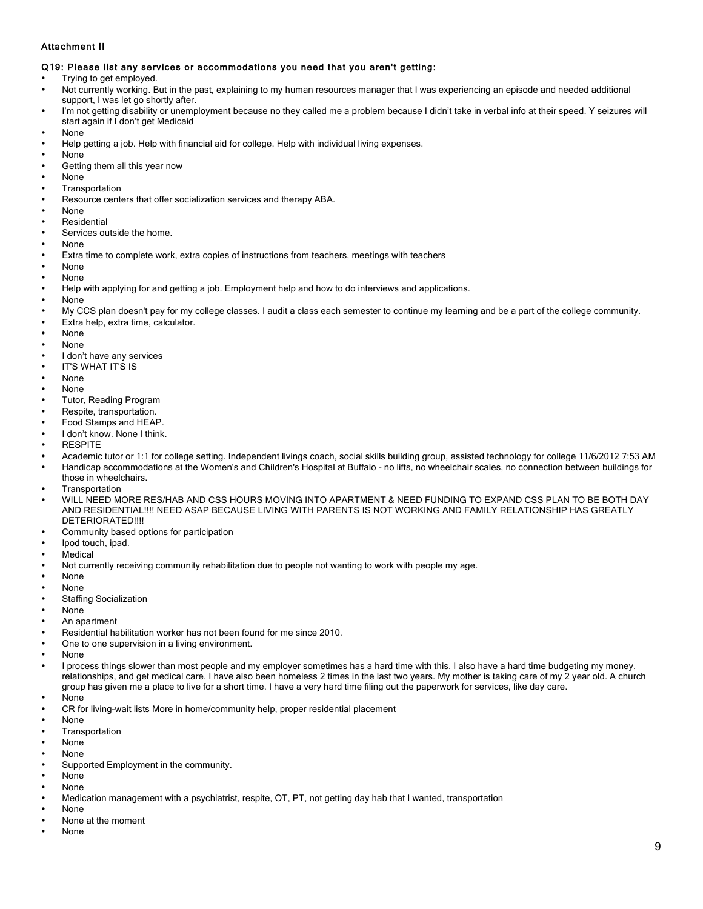<u>Attachment II</u>

**Q19: Please list any services or accommodations you need that you aren't getting:**

- Trying to get employed.
- Not currently working. But in the past, explaining to my human resources manager that I was experiencing an episode and needed additional support, I was let go shortly after.
- I'm not getting disability or unemployment because no they called me a problem because I didn't take in verbal info at their speed. Y seizures will start again if I don't get Medicaid
- None
- Help getting a job. Help with financial aid for college. Help with individual living expenses.
- None
- Getting them all this year now
- None
- Transportation
- Resource centers that offer socialization services and therapy ABA.
- None
- Residential
- Services outside the home.
- None
- Extra time to complete work, extra copies of instructions from teachers, meetings with teachers
- None
- None
- Help with applying for and getting a job. Employment help and how to do interviews and applications.
- None
- My CCS plan doesn't pay for my college classes. I audit a class each semester to continue my learning and be a part of the college community.
- Extra help, extra time, calculator.
- None
- None
- I don't have any services
- IT'S WHAT IT'S IS
- None
- None
- Tutor, Reading Program
- Respite, transportation.
- Food Stamps and HEAP.
- I don't know. None I think.
- RESPITE
- Academic tutor or 1:1 for college setting. Independent livings coach, social skills building group, assisted technology for college 11/6/2012 7:53 AM
- Handicap accommodations at the Women's and Children's Hospital at Buffalo - no lifts, no wheelchair scales, no connection between buildings for those in wheelchairs.
- Transportation
- WILL NEED MORE RES/HAB AND CSS HOURS MOVING INTO APARTMENT & NEED FUNDING TO EXPAND CSS PLAN TO BE BOTH DAY AND RESIDENTIAL!!!! NEED ASAP BECAUSE LIVING WITH PARENTS IS NOT WORKING AND FAMILY RELATIONSHIP HAS GREATLY DETERIORATED!!!!
- Community based options for participation
- Ipod touch, ipad.
- Medical
- Not currently receiving community rehabilitation due to people not wanting to work with people my age.
- None
- None
- Staffing Socialization
- None
- An apartment
- Residential habilitation worker has not been found for me since 2010.
- One to one supervision in a living environment.
- None
- I process things slower than most people and my employer sometimes has a hard time with this. I also have a hard time budgeting my money, relationships, and get medical care. I have also been homeless 2 times in the last two years. My mother is taking care of my 2 year old. A church group has given me a place to live for a short time. I have a very hard time filing out the paperwork for services, like day care.
- None
- CR for living-wait lists More in home/community help, proper residential placement
- None
- Transportation
- None
- None
- Supported Employment in the community.
- None
- None
- Medication management with a psychiatrist, respite, OT, PT, not getting day hab that I wanted, transportation
- None
- None at the moment
- None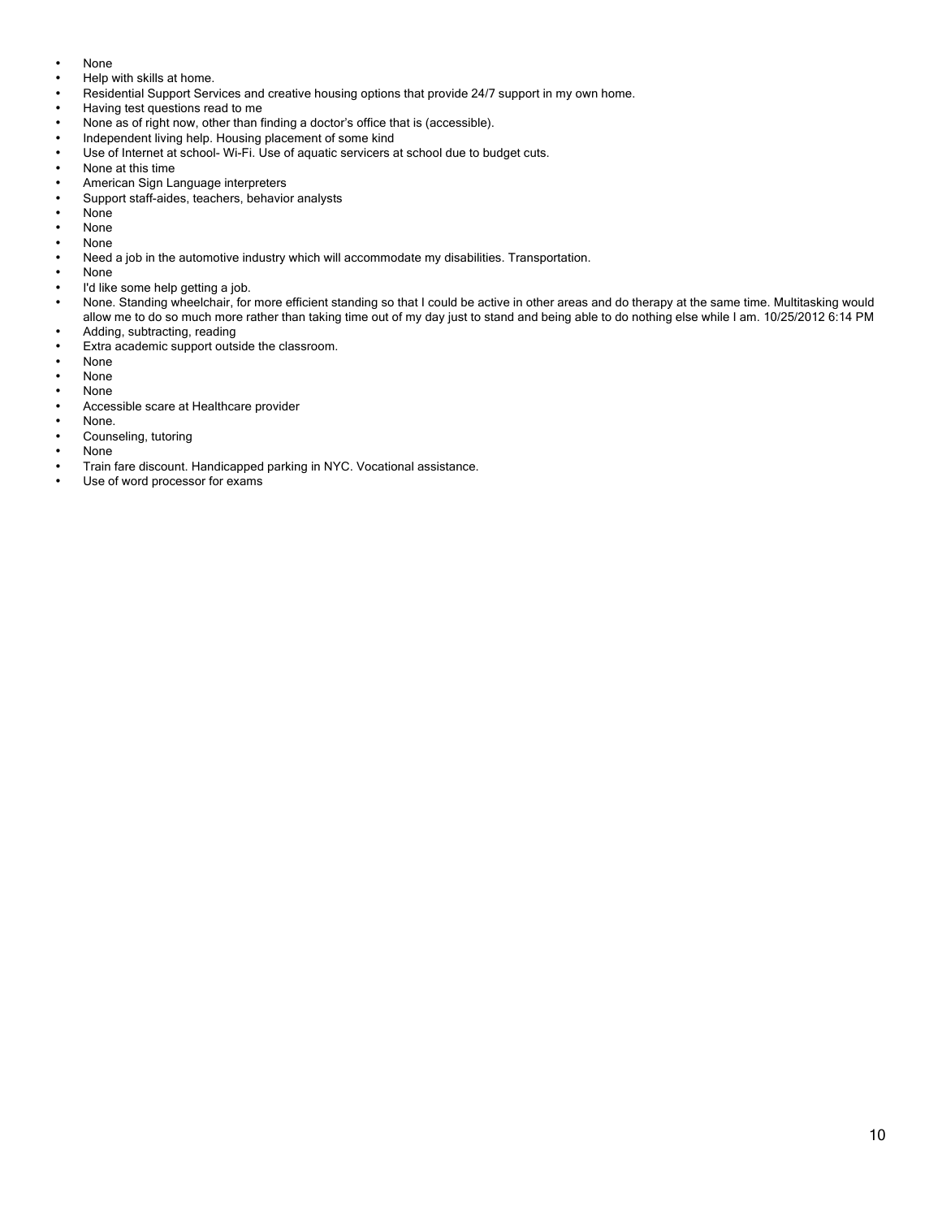- None
- Help with skills at home.
- Residential Support Services and creative housing options that provide 24/7 support in my own home.
- Having test questions read to me
- None as of right now, other than finding a doctor's office that is (accessible).
- Independent living help. Housing placement of some kind
- Use of Internet at school- Wi-Fi. Use of aquatic servicers at school due to budget cuts.
- None at this time
- American Sign Language interpreters
- Support staff-aides, teachers, behavior analysts
- None
- None
- None
- Need a job in the automotive industry which will accommodate my disabilities. Transportation.
- None
- I'd like some help getting a job.
- None. Standing wheelchair, for more efficient standing so that I could be active in other areas and do therapy at the same time. Multitasking would allow me to do so much more rather than taking time out of my day just to stand and being able to do nothing else while I am. 10/25/2012 6:14 PM
- Adding, subtracting, reading
- Extra academic support outside the classroom.
- None
- None
- None
- Accessible scare at Healthcare provider
- None.
- Counseling, tutoring
- None
- Train fare discount. Handicapped parking in NYC. Vocational assistance.
- Use of word processor for exams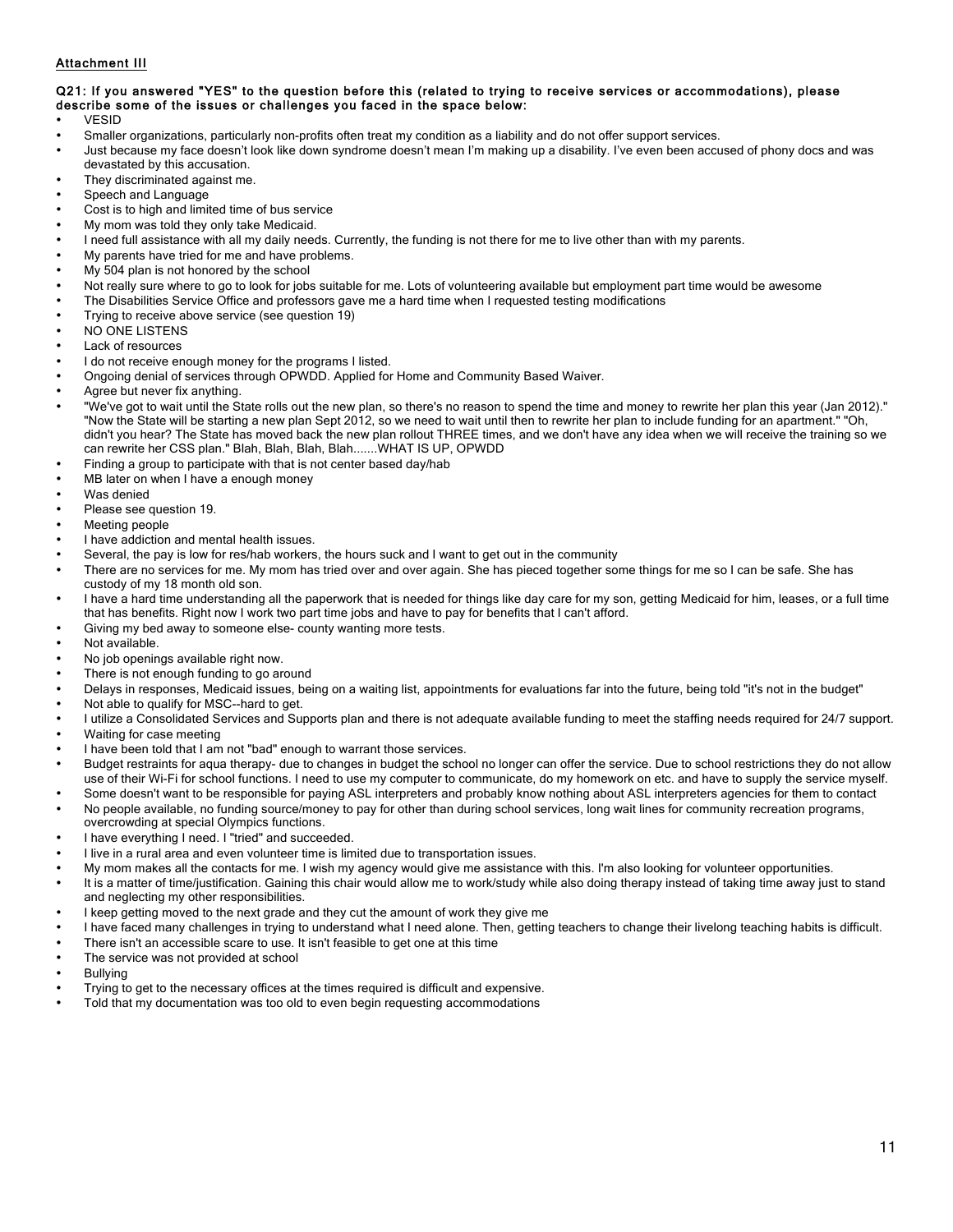Attachment III

**Q21: If you answered "YES" to the question before this (related to trying to receive services or accommodations), please describe some of the issues or challenges you faced in the space below:**

- VESID
- Smaller organizations, particularly non-profits often treat my condition as a liability and do not offer support services.
- Just because my face doesn't look like down syndrome doesn't mean I'm making up a disability. I've even been accused of phony docs and was devastated by this accusation.
- They discriminated against me.
- Speech and Language
- Cost is to high and limited time of bus service
- My mom was told they only take Medicaid.
- I need full assistance with all my daily needs. Currently, the funding is not there for me to live other than with my parents.
- My parents have tried for me and have problems.
- My 504 plan is not honored by the school
- Not really sure where to go to look for jobs suitable for me. Lots of volunteering available but employment part time would be awesome
- The Disabilities Service Office and professors gave me a hard time when I requested testing modifications
- Trying to receive above service (see question 19)
- NO ONE LISTENS
- Lack of resources
- I do not receive enough money for the programs I listed.
- Ongoing denial of services through OPWDD. Applied for Home and Community Based Waiver.
- Agree but never fix anything.
- "We've got to wait until the State rolls out the new plan, so there's no reason to spend the time and money to rewrite her plan this year (Jan 2012)." "Now the State will be starting a new plan Sept 2012, so we need to wait until then to rewrite her plan to include funding for an apartment." "Oh, didn't you hear? The State has moved back the new plan rollout THREE times, and we don't have any idea when we will receive the training so we can rewrite her CSS plan." Blah, Blah, Blah, Blah.......WHAT IS UP, OPWDD
- Finding a group to participate with that is not center based day/hab
- MB later on when I have a enough money
- Was denied
- Please see question 19.
- Meeting people
- I have addiction and mental health issues.
- Several, the pay is low for res/hab workers, the hours suck and I want to get out in the community
- There are no services for me. My mom has tried over and over again. She has pieced together some things for me so I can be safe. She has custody of my 18 month old son.
- I have a hard time understanding all the paperwork that is needed for things like day care for my son, getting Medicaid for him, leases, or a full time that has benefits. Right now I work two part time jobs and have to pay for benefits that I can't afford.
- Giving my bed away to someone else- county wanting more tests.
- Not available.
- No job openings available right now.
- There is not enough funding to go around
- Delays in responses, Medicaid issues, being on a waiting list, appointments for evaluations far into the future, being told "it's not in the budget"
- Not able to qualify for MSC--hard to get.
- I utilize a Consolidated Services and Supports plan and there is not adequate available funding to meet the staffing needs required for 24/7 support.
- Waiting for case meeting
- I have been told that I am not "bad" enough to warrant those services.
- Budget restraints for aqua therapy- due to changes in budget the school no longer can offer the service. Due to school restrictions they do not allow use of their Wi-Fi for school functions. I need to use my computer to communicate, do my homework on etc. and have to supply the service myself.
- Some doesn't want to be responsible for paying ASL interpreters and probably know nothing about ASL interpreters agencies for them to contact
- No people available, no funding source/money to pay for other than during school services, long wait lines for community recreation programs, overcrowding at special Olympics functions.
- I have everything I need. I "tried" and succeeded.
- I live in a rural area and even volunteer time is limited due to transportation issues.
- My mom makes all the contacts for me. I wish my agency would give me assistance with this. I'm also looking for volunteer opportunities.
- It is a matter of time/justification. Gaining this chair would allow me to work/study while also doing therapy instead of taking time away just to stand and neglecting my other responsibilities.
- I keep getting moved to the next grade and they cut the amount of work they give me
- I have faced many challenges in trying to understand what I need alone. Then, getting teachers to change their livelong teaching habits is difficult.
- There isn't an accessible scare to use. It isn't feasible to get one at this time
- The service was not provided at school
- Bullying
- Trying to get to the necessary offices at the times required is difficult and expensive.
- Told that my documentation was too old to even begin requesting accommodations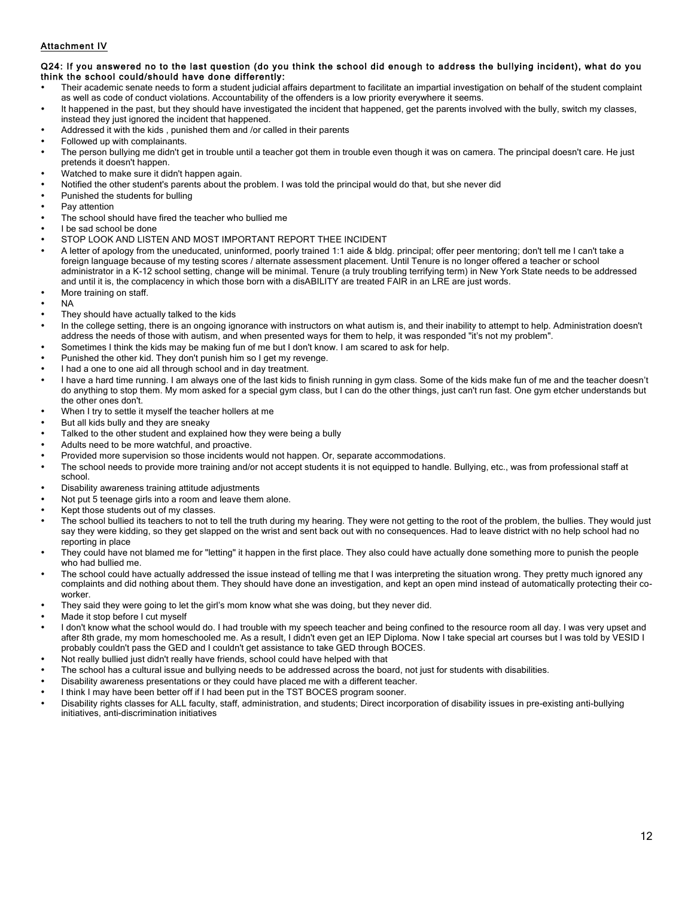Attachment IV

**Q24: If you answered no to the last question (do you think the school did enough to address the bullying incident), what do you think the school could/should have done differently:**

- Their academic senate needs to form a student judicial affairs department to facilitate an impartial investigation on behalf of the student complaint as well as code of conduct violations. Accountability of the offenders is a low priority everywhere it seems.
- It happened in the past, but they should have investigated the incident that happened, get the parents involved with the bully, switch my classes, instead they just ignored the incident that happened.
- Addressed it with the kids , punished them and /or called in their parents
- Followed up with complainants.
- The person bullying me didn't get in trouble until a teacher got them in trouble even though it was on camera. The principal doesn't care. He just pretends it doesn't happen.
- Watched to make sure it didn't happen again.
- Notified the other student's parents about the problem. I was told the principal would do that, but she never did
- Punished the students for bulling
- Pay attention
- The school should have fired the teacher who bullied me
- I be sad school be done
- STOP LOOK AND LISTEN AND MOST IMPORTANT REPORT THEE INCIDENT
- A letter of apology from the uneducated, uninformed, poorly trained 1:1 aide & bldg. principal; offer peer mentoring; don't tell me I can't take a foreign language because of my testing scores / alternate assessment placement. Until Tenure is no longer offered a teacher or school administrator in a K-12 school setting, change will be minimal. Tenure (a truly troubling terrifying term) in New York State needs to be addressed and until it is, the complacency in which those born with a disABILITY are treated FAIR in an LRE are just words.
- More training on staff.
- NA
- They should have actually talked to the kids
- In the college setting, there is an ongoing ignorance with instructors on what autism is, and their inability to attempt to help. Administration doesn't address the needs of those with autism, and when presented ways for them to help, it was responded "it's not my problem".
- Sometimes I think the kids may be making fun of me but I don't know. I am scared to ask for help.
- Punished the other kid. They don't punish him so I get my revenge.
- I had a one to one aid all through school and in day treatment.
- I have a hard time running. I am always one of the last kids to finish running in gym class. Some of the kids make fun of me and the teacher doesn't do anything to stop them. My mom asked for a special gym class, but I can do the other things, just can't run fast. One gym etcher understands but the other ones don't.
- When I try to settle it myself the teacher hollers at me
- But all kids bully and they are sneaky
- Talked to the other student and explained how they were being a bully
- Adults need to be more watchful, and proactive.
- Provided more supervision so those incidents would not happen. Or, separate accommodations.
- The school needs to provide more training and/or not accept students it is not equipped to handle. Bullying, etc., was from professional staff at school.
- Disability awareness training attitude adjustments
- Not put 5 teenage girls into a room and leave them alone.
- Kept those students out of my classes.
- The school bullied its teachers to not to tell the truth during my hearing. They were not getting to the root of the problem, the bullies. They would just say they were kidding, so they get slapped on the wrist and sent back out with no consequences. Had to leave district with no help school had no reporting in place
- They could have not blamed me for "letting" it happen in the first place. They also could have actually done something more to punish the people who had bullied me.
- The school could have actually addressed the issue instead of telling me that I was interpreting the situation wrong. They pretty much ignored any complaints and did nothing about them. They should have done an investigation, and kept an open mind instead of automatically protecting their co-worker.
- They said they were going to let the girl's mom know what she was doing, but they never did.
- Made it stop before I cut myself
- I don't know what the school would do. I had trouble with my speech teacher and being confined to the resource room all day. I was very upset and after 8th grade, my mom homeschooled me. As a result, I didn't even get an IEP Diploma. Now I take special art courses but I was told by VESID I probably couldn't pass the GED and I couldn't get assistance to take GED through BOCES.
- Not really bullied just didn't really have friends, school could have helped with that
- The school has a cultural issue and bullying needs to be addressed across the board, not just for students with disabilities.
- Disability awareness presentations or they could have placed me with a different teacher.
- I think I may have been better off if I had been put in the TST BOCES program sooner.
- Disability rights classes for ALL faculty, staff, administration, and students; Direct incorporation of disability issues in pre-existing anti-bullying initiatives, anti-discrimination initiatives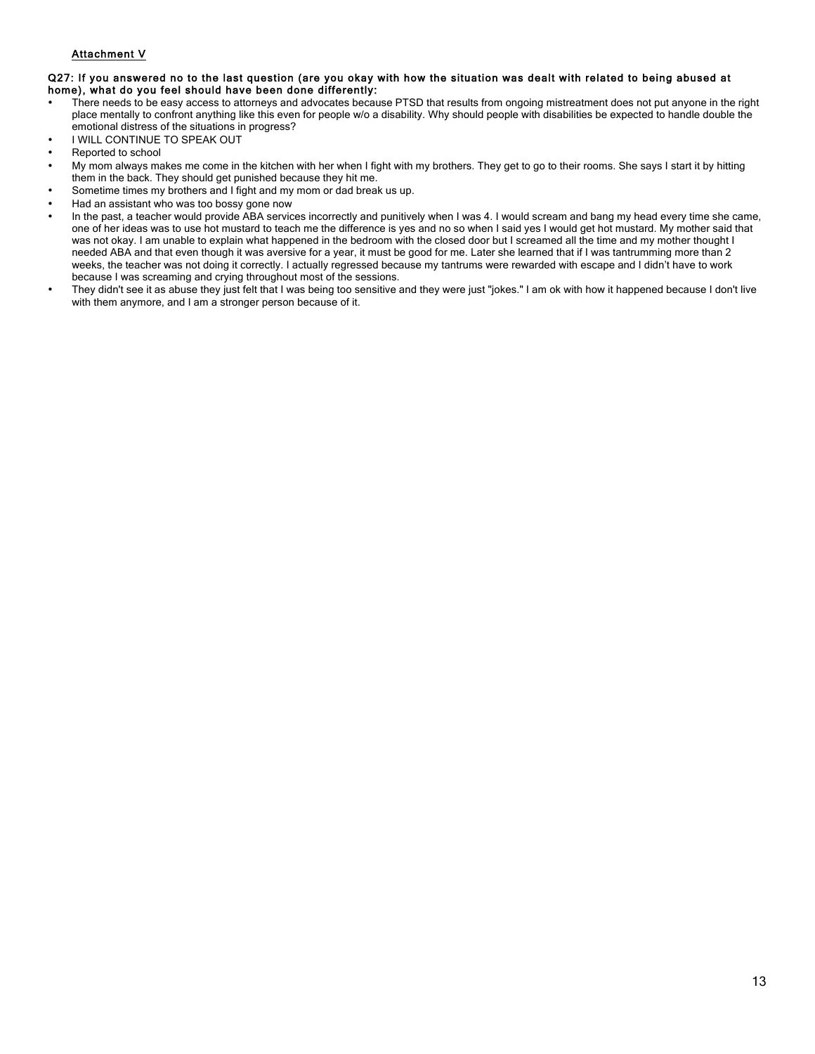Attachment V

**Q27: If you answered no to the last question (are you okay with how the situation was dealt with related to being abused at home), what do you feel should have been done differently:**

- There needs to be easy access to attorneys and advocates because PTSD that results from ongoing mistreatment does not put anyone in the right place mentally to confront anything like this even for people w/o a disability. Why should people with disabilities be expected to handle double the emotional distress of the situations in progress?
- I WILL CONTINUE TO SPEAK OUT
- Reported to school
- My mom always makes me come in the kitchen with her when I fight with my brothers. They get to go to their rooms. She says I start it by hitting them in the back. They should get punished because they hit me.
- Sometime times my brothers and I fight and my mom or dad break us up.
- Had an assistant who was too bossy gone now
- In the past, a teacher would provide ABA services incorrectly and punitively when I was 4. I would scream and bang my head every time she came, one of her ideas was to use hot mustard to teach me the difference is yes and no so when I said yes I would get hot mustard. My mother said that was not okay. I am unable to explain what happened in the bedroom with the closed door but I screamed all the time and my mother thought I needed ABA and that even though it was aversive for a year, it must be good for me. Later she learned that if I was tantrumming more than 2 weeks, the teacher was not doing it correctly. I actually regressed because my tantrums were rewarded with escape and I didn't have to work because I was screaming and crying throughout most of the sessions.
- They didn't see it as abuse they just felt that I was being too sensitive and they were just "jokes." I am ok with how it happened because I don't live with them anymore, and I am a stronger person because of it.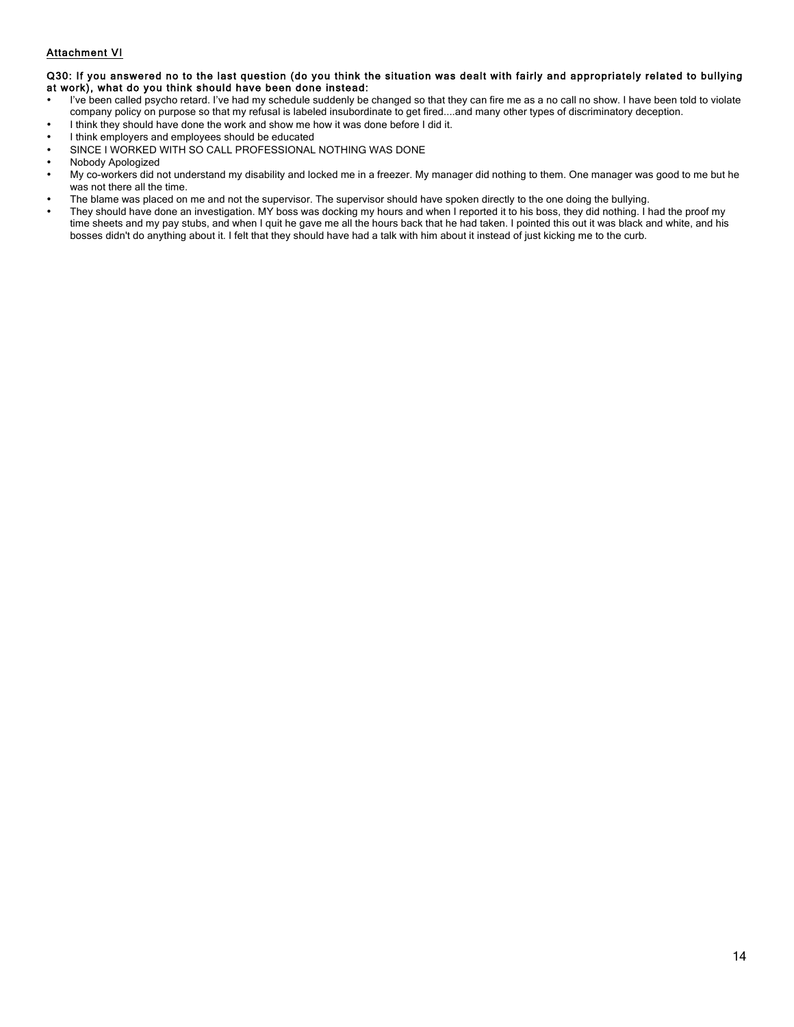Attachment VI

**Q30: If you answered no to the last question (do you think the situation was dealt with fairly and appropriately related to bullying at work), what do you think should have been done instead:**

- I've been called psycho retard. I've had my schedule suddenly be changed so that they can fire me as a no call no show. I have been told to violate company policy on purpose so that my refusal is labeled insubordinate to get fired....and many other types of discriminatory deception.
- I think they should have done the work and show me how it was done before I did it.
- I think employers and employees should be educated
- SINCE I WORKED WITH SO CALL PROFESSIONAL NOTHING WAS DONE
- Nobody Apologized
- My co-workers did not understand my disability and locked me in a freezer. My manager did nothing to them. One manager was good to me but he was not there all the time.
- The blame was placed on me and not the supervisor. The supervisor should have spoken directly to the one doing the bullying.
- They should have done an investigation. MY boss was docking my hours and when I reported it to his boss, they did nothing. I had the proof my time sheets and my pay stubs, and when I quit he gave me all the hours back that he had taken. I pointed this out it was black and white, and his bosses didn't do anything about it. I felt that they should have had a talk with him about it instead of just kicking me to the curb.